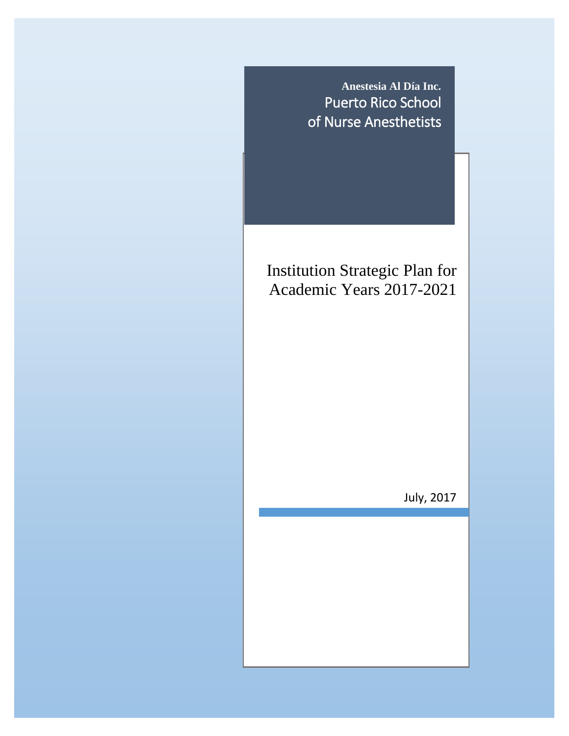**Anestesia Al Día Inc.**

Puerto Rico School of Nurse Anesthetists

# Institution Strategic Plan for Academic Years 2017-2021

July, 2017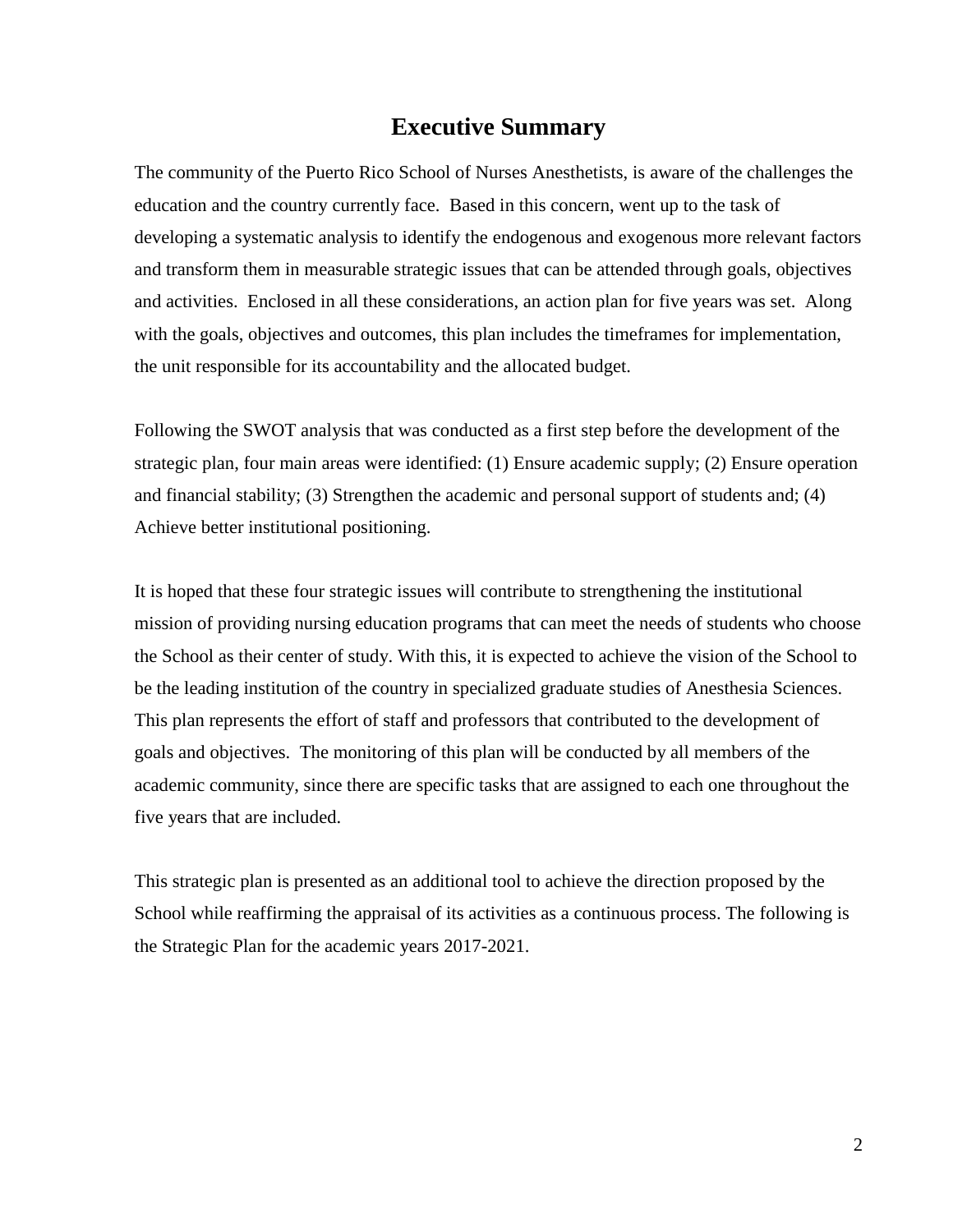# Executive Summary

The community of the Puerto Rico School of Nurses Anesthetists, is aware of the challenges the education and the country currently face. Based in this concern, went up to the task of developing a systematic analysis to identify the endogenous and exogenous more relevant factors and transform them in measurable strategic issues that can be attended through goals, objectives and activities. Enclosed in all these considerations, an action plan for five years was set. Along with the goals, objectives and outcomes, this plan includes the timeframes for implementation, the unit responsible for its accountability and the allocated budget.

Following the SWOT analysis that was conducted as a first step before the development of the strategic plan, four main areas were identified: (1) Ensure academic supply; (2) Ensure operation and financial stability; (3) Strengthen the academic and personal support of students and; (4) Achieve better institutional positioning.

It is hoped that these four strategic issues will contribute to strengthening the institutional mission of providing nursing education programs that can meet the needs of students who choose the School as their center of study. With this, it is expected to achieve the vision of the School to be the leading institution of the country in specialized graduate studies of Anesthesia Sciences. This plan represents the effort of staff and professors that contributed to the development of goals and objectives. The monitoring of this plan will be conducted by all members of the academic community, since there are specific tasks that are assigned to each one throughout the five years that are included.

This strategic plan is presented as an additional tool to achieve the direction proposed by the School while reaffirming the appraisal of its activities as a continuous process. The following is the Strategic Plan for the academic years 2017-2021.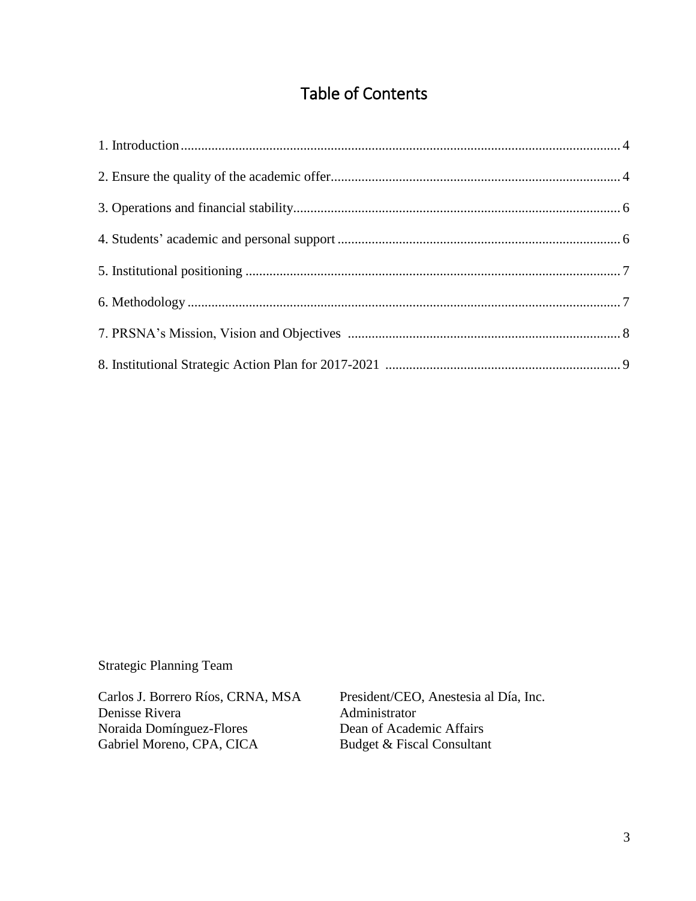# Table of Contents

1. Introduction ........ 4
2. Ensure the quality of the academic offer ........ 4
3. Operations and financial stability ........ 6
4. Students' academic and personal support ........ 6
5. Institutional positioning ........ 7
6. Methodology ........ 7
7. PRSNA's Mission, Vision and Objectives ........ 8
8. Institutional Strategic Action Plan for 2017-2021 ........ 9

Strategic Planning Team

| | |
|---|---|
| Carlos J. Borrero Ríos, CRNA, MSA | President/CEO, Anestesia al Día, Inc. |
| Denisse Rivera | Administrator |
| Noraida Domínguez-Flores | Dean of Academic Affairs |
| Gabriel Moreno, CPA, CICA | Budget & Fiscal Consultant |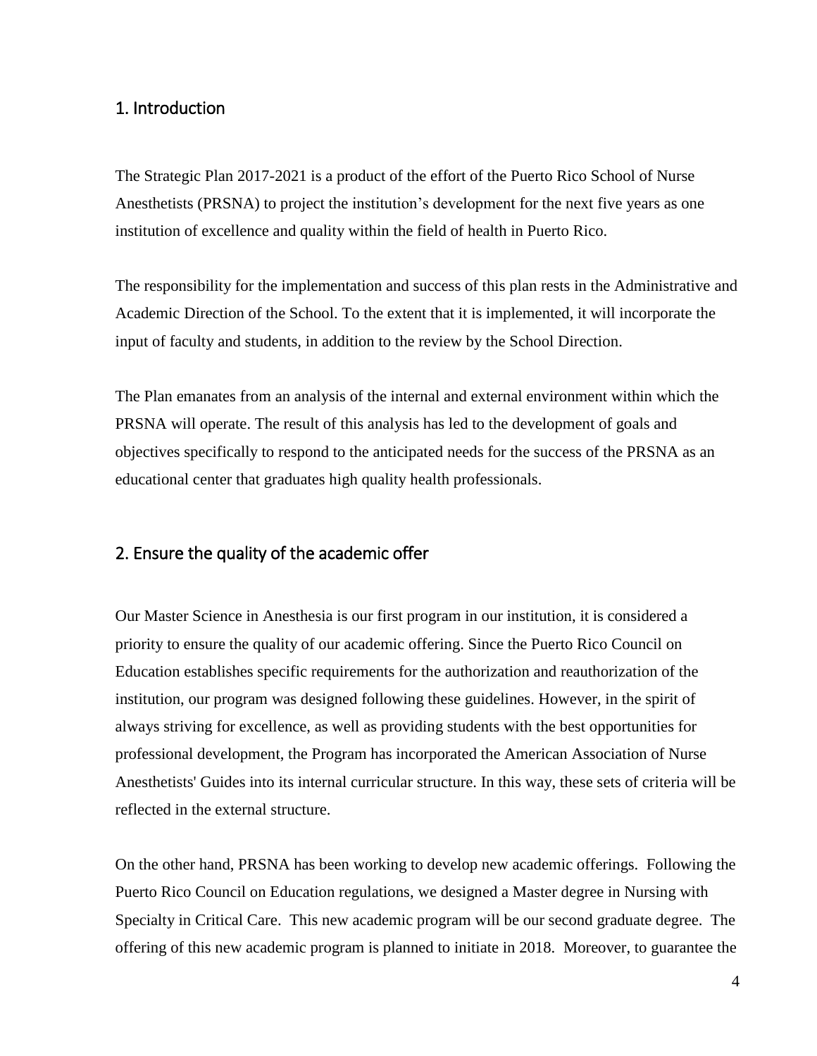## 1. Introduction

The Strategic Plan 2017-2021 is a product of the effort of the Puerto Rico School of Nurse Anesthetists (PRSNA) to project the institution's development for the next five years as one institution of excellence and quality within the field of health in Puerto Rico.

The responsibility for the implementation and success of this plan rests in the Administrative and Academic Direction of the School. To the extent that it is implemented, it will incorporate the input of faculty and students, in addition to the review by the School Direction.

The Plan emanates from an analysis of the internal and external environment within which the PRSNA will operate. The result of this analysis has led to the development of goals and objectives specifically to respond to the anticipated needs for the success of the PRSNA as an educational center that graduates high quality health professionals.

## 2. Ensure the quality of the academic offer

Our Master Science in Anesthesia is our first program in our institution, it is considered a priority to ensure the quality of our academic offering. Since the Puerto Rico Council on Education establishes specific requirements for the authorization and reauthorization of the institution, our program was designed following these guidelines. However, in the spirit of always striving for excellence, as well as providing students with the best opportunities for professional development, the Program has incorporated the American Association of Nurse Anesthetists' Guides into its internal curricular structure. In this way, these sets of criteria will be reflected in the external structure.

On the other hand, PRSNA has been working to develop new academic offerings. Following the Puerto Rico Council on Education regulations, we designed a Master degree in Nursing with Specialty in Critical Care. This new academic program will be our second graduate degree. The offering of this new academic program is planned to initiate in 2018. Moreover, to guarantee the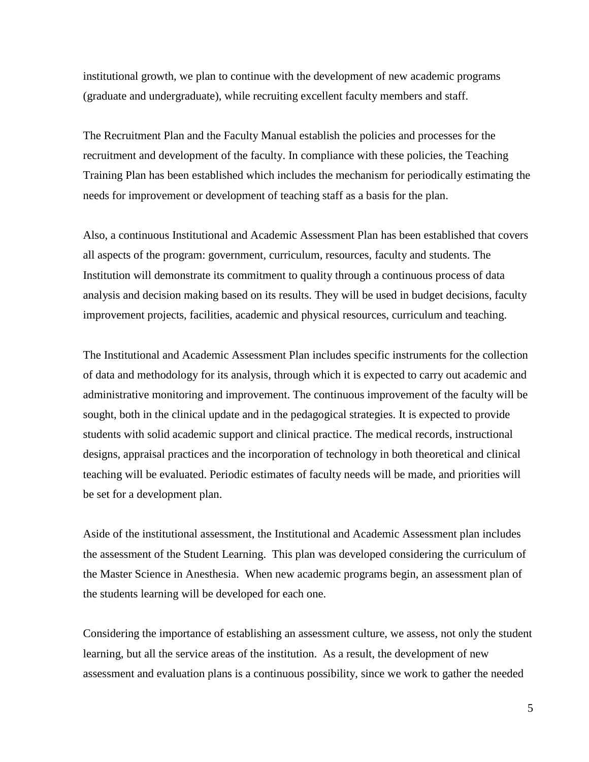institutional growth, we plan to continue with the development of new academic programs (graduate and undergraduate), while recruiting excellent faculty members and staff.

The Recruitment Plan and the Faculty Manual establish the policies and processes for the recruitment and development of the faculty. In compliance with these policies, the Teaching Training Plan has been established which includes the mechanism for periodically estimating the needs for improvement or development of teaching staff as a basis for the plan.

Also, a continuous Institutional and Academic Assessment Plan has been established that covers all aspects of the program: government, curriculum, resources, faculty and students. The Institution will demonstrate its commitment to quality through a continuous process of data analysis and decision making based on its results. They will be used in budget decisions, faculty improvement projects, facilities, academic and physical resources, curriculum and teaching.

The Institutional and Academic Assessment Plan includes specific instruments for the collection of data and methodology for its analysis, through which it is expected to carry out academic and administrative monitoring and improvement. The continuous improvement of the faculty will be sought, both in the clinical update and in the pedagogical strategies. It is expected to provide students with solid academic support and clinical practice. The medical records, instructional designs, appraisal practices and the incorporation of technology in both theoretical and clinical teaching will be evaluated. Periodic estimates of faculty needs will be made, and priorities will be set for a development plan.

Aside of the institutional assessment, the Institutional and Academic Assessment plan includes the assessment of the Student Learning. This plan was developed considering the curriculum of the Master Science in Anesthesia. When new academic programs begin, an assessment plan of the students learning will be developed for each one.

Considering the importance of establishing an assessment culture, we assess, not only the student learning, but all the service areas of the institution. As a result, the development of new assessment and evaluation plans is a continuous possibility, since we work to gather the needed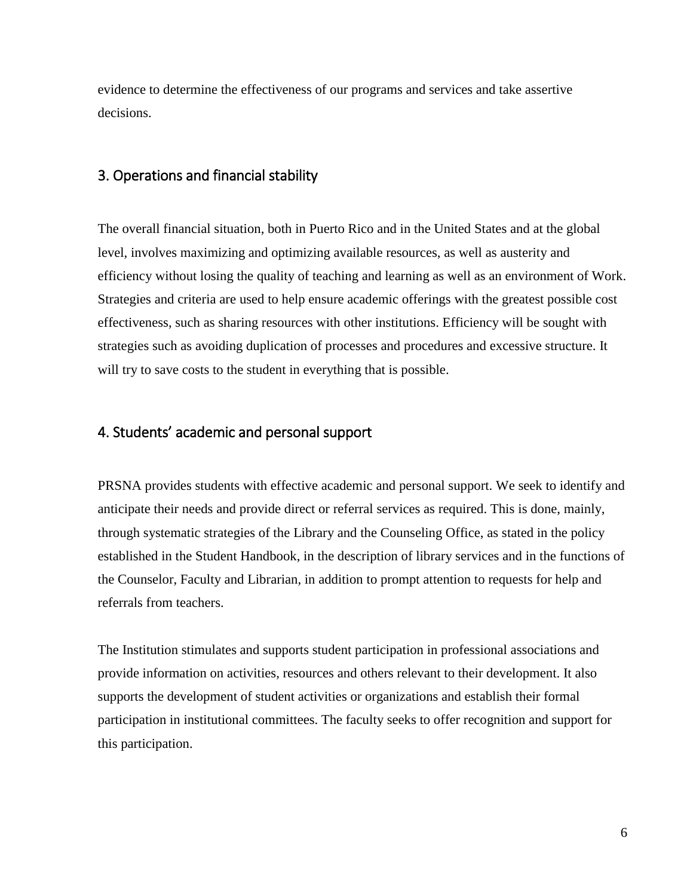evidence to determine the effectiveness of our programs and services and take assertive decisions.

## 3. Operations and financial stability

The overall financial situation, both in Puerto Rico and in the United States and at the global level, involves maximizing and optimizing available resources, as well as austerity and efficiency without losing the quality of teaching and learning as well as an environment of Work. Strategies and criteria are used to help ensure academic offerings with the greatest possible cost effectiveness, such as sharing resources with other institutions. Efficiency will be sought with strategies such as avoiding duplication of processes and procedures and excessive structure. It will try to save costs to the student in everything that is possible.

## 4. Students' academic and personal support

PRSNA provides students with effective academic and personal support. We seek to identify and anticipate their needs and provide direct or referral services as required. This is done, mainly, through systematic strategies of the Library and the Counseling Office, as stated in the policy established in the Student Handbook, in the description of library services and in the functions of the Counselor, Faculty and Librarian, in addition to prompt attention to requests for help and referrals from teachers.

The Institution stimulates and supports student participation in professional associations and provide information on activities, resources and others relevant to their development. It also supports the development of student activities or organizations and establish their formal participation in institutional committees. The faculty seeks to offer recognition and support for this participation.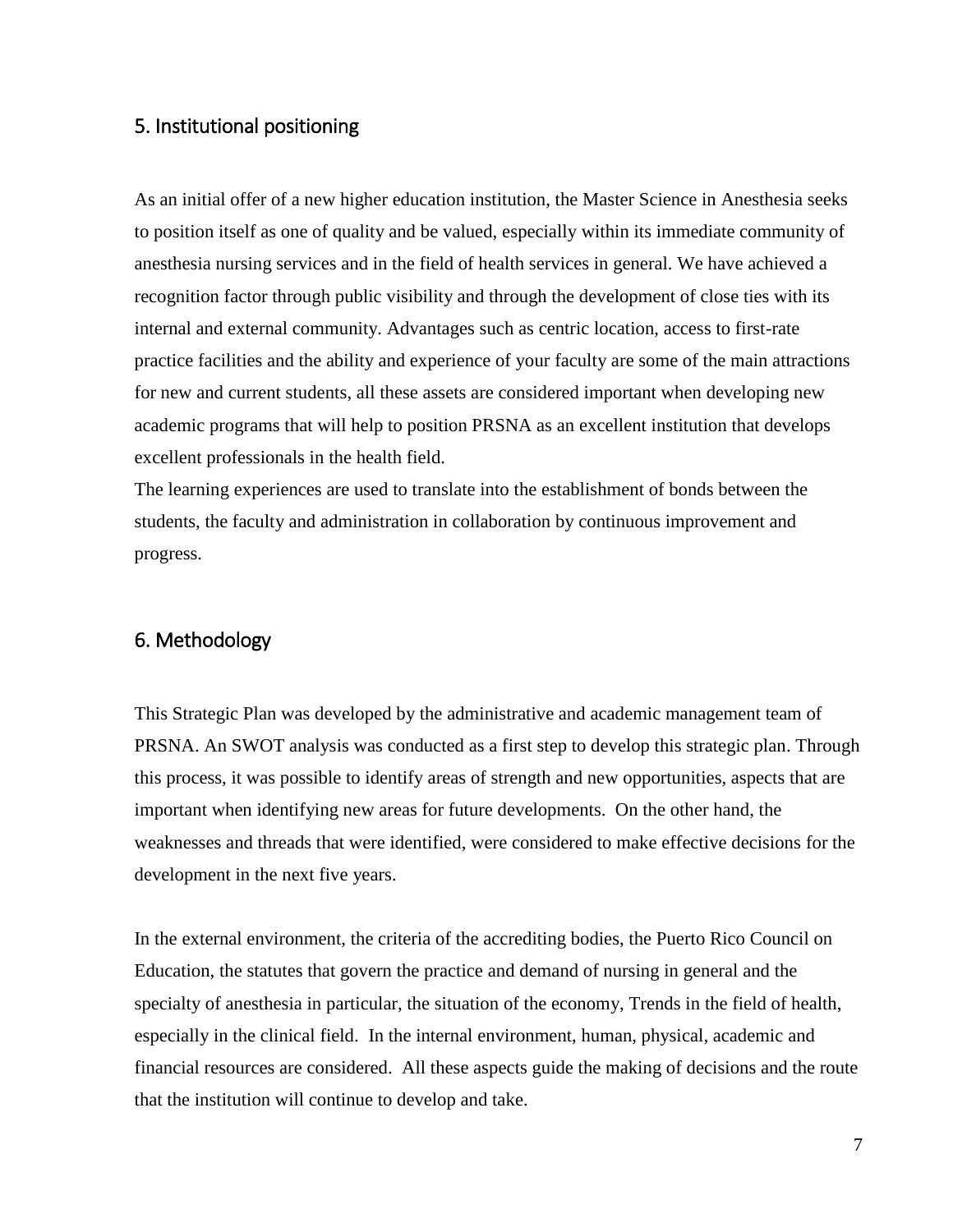## 5. Institutional positioning

As an initial offer of a new higher education institution, the Master Science in Anesthesia seeks to position itself as one of quality and be valued, especially within its immediate community of anesthesia nursing services and in the field of health services in general. We have achieved a recognition factor through public visibility and through the development of close ties with its internal and external community. Advantages such as centric location, access to first-rate practice facilities and the ability and experience of your faculty are some of the main attractions for new and current students, all these assets are considered important when developing new academic programs that will help to position PRSNA as an excellent institution that develops excellent professionals in the health field.
The learning experiences are used to translate into the establishment of bonds between the students, the faculty and administration in collaboration by continuous improvement and progress.

## 6. Methodology

This Strategic Plan was developed by the administrative and academic management team of PRSNA. An SWOT analysis was conducted as a first step to develop this strategic plan. Through this process, it was possible to identify areas of strength and new opportunities, aspects that are important when identifying new areas for future developments. On the other hand, the weaknesses and threads that were identified, were considered to make effective decisions for the development in the next five years.

In the external environment, the criteria of the accrediting bodies, the Puerto Rico Council on Education, the statutes that govern the practice and demand of nursing in general and the specialty of anesthesia in particular, the situation of the economy, Trends in the field of health, especially in the clinical field. In the internal environment, human, physical, academic and financial resources are considered. All these aspects guide the making of decisions and the route that the institution will continue to develop and take.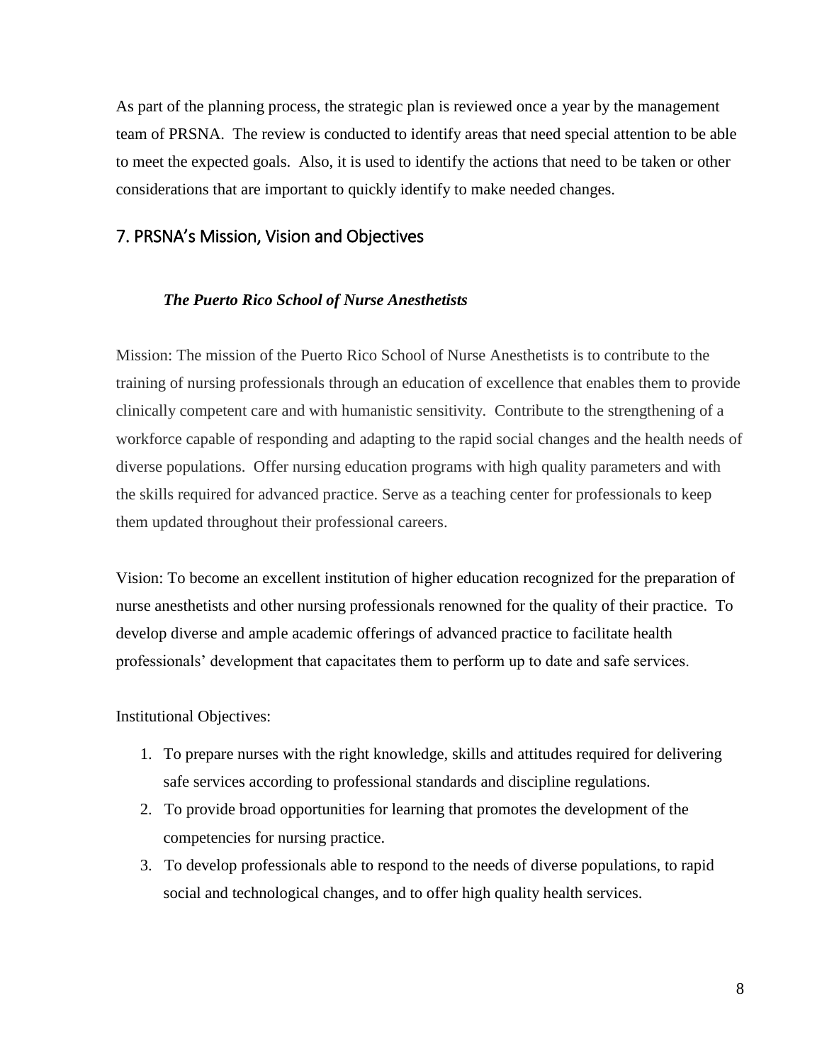As part of the planning process, the strategic plan is reviewed once a year by the management team of PRSNA. The review is conducted to identify areas that need special attention to be able to meet the expected goals. Also, it is used to identify the actions that need to be taken or other considerations that are important to quickly identify to make needed changes.

## 7. PRSNA's Mission, Vision and Objectives

***The Puerto Rico School of Nurse Anesthetists***

Mission: The mission of the Puerto Rico School of Nurse Anesthetists is to contribute to the training of nursing professionals through an education of excellence that enables them to provide clinically competent care and with humanistic sensitivity. Contribute to the strengthening of a workforce capable of responding and adapting to the rapid social changes and the health needs of diverse populations. Offer nursing education programs with high quality parameters and with the skills required for advanced practice. Serve as a teaching center for professionals to keep them updated throughout their professional careers.

Vision: To become an excellent institution of higher education recognized for the preparation of nurse anesthetists and other nursing professionals renowned for the quality of their practice. To develop diverse and ample academic offerings of advanced practice to facilitate health professionals' development that capacitates them to perform up to date and safe services.

Institutional Objectives:

1. To prepare nurses with the right knowledge, skills and attitudes required for delivering safe services according to professional standards and discipline regulations.
2. To provide broad opportunities for learning that promotes the development of the competencies for nursing practice.
3. To develop professionals able to respond to the needs of diverse populations, to rapid social and technological changes, and to offer high quality health services.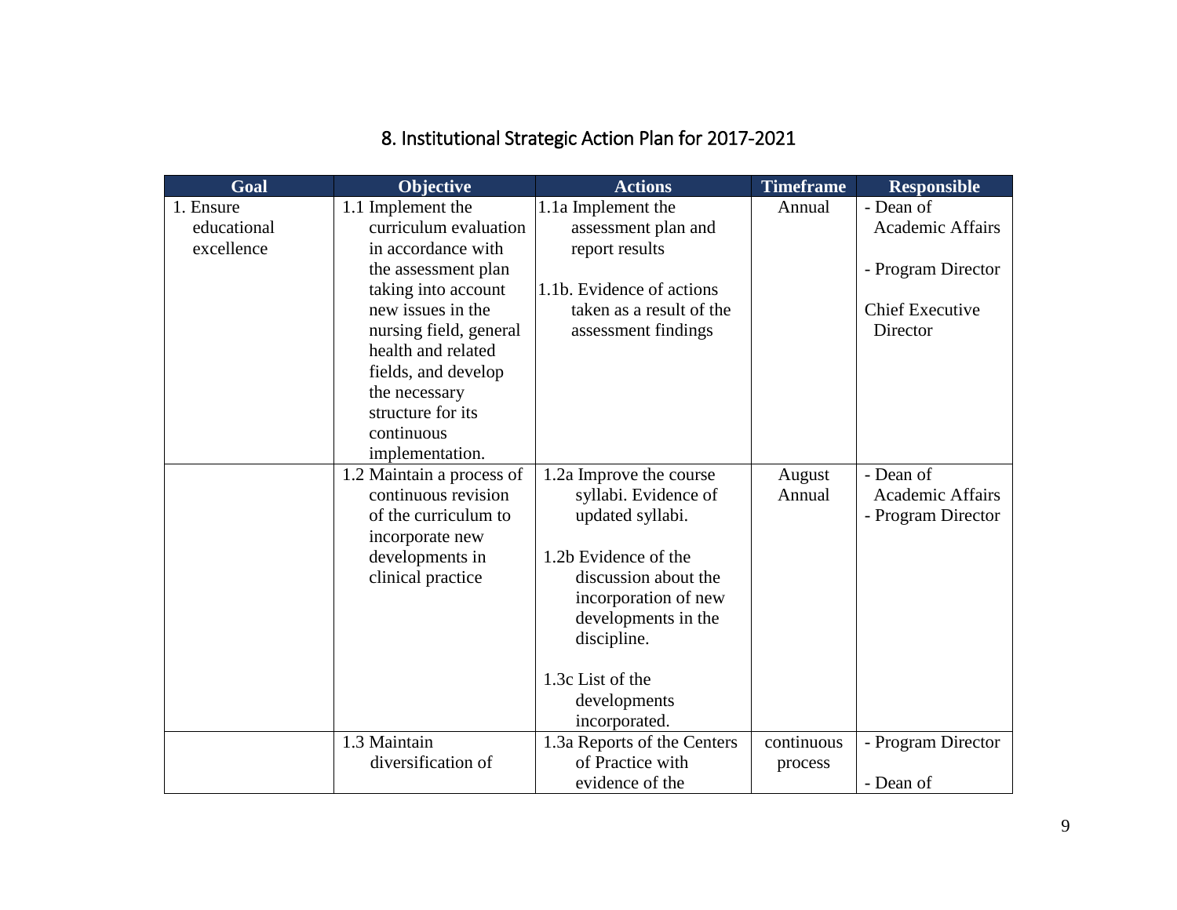## 8. Institutional Strategic Action Plan for 2017-2021

| Goal | Objective | Actions | Timeframe | Responsible |
|---|---|---|---|---|
| 1. Ensure educational excellence | 1.1 Implement the curriculum evaluation in accordance with the assessment plan taking into account new issues in the nursing field, general health and related fields, and develop the necessary structure for its continuous implementation. | 1.1a Implement the assessment plan and report results<br><br>1.1b. Evidence of actions taken as a result of the assessment findings | Annual | - Dean of Academic Affairs<br><br>- Program Director<br><br>Chief Executive Director |
| | 1.2 Maintain a process of continuous revision of the curriculum to incorporate new developments in clinical practice | 1.2a Improve the course syllabi. Evidence of updated syllabi.<br><br>1.2b Evidence of the discussion about the incorporation of new developments in the discipline.<br><br>1.3c List of the developments incorporated. | August Annual | - Dean of Academic Affairs<br>- Program Director |
| | 1.3 Maintain diversification of | 1.3a Reports of the Centers of Practice with evidence of the | continuous process | - Program Director<br><br>- Dean of |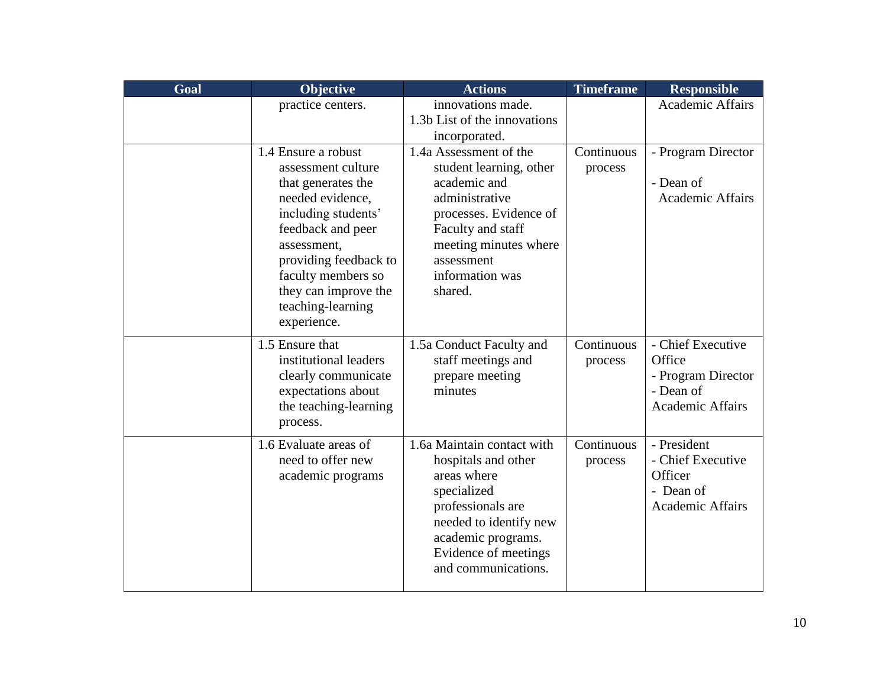| Goal | Objective | Actions | Timeframe | Responsible |
|---|---|---|---|---|
| | practice centers. | innovations made.<br>1.3b List of the innovations incorporated. | | Academic Affairs |
| | 1.4 Ensure a robust assessment culture that generates the needed evidence, including students' feedback and peer assessment, providing feedback to faculty members so they can improve the teaching-learning experience. | 1.4a Assessment of the student learning, other academic and administrative processes. Evidence of Faculty and staff meeting minutes where assessment information was shared. | Continuous process | - Program Director<br>- Dean of Academic Affairs |
| | 1.5 Ensure that institutional leaders clearly communicate expectations about the teaching-learning process. | 1.5a Conduct Faculty and staff meetings and prepare meeting minutes | Continuous process | - Chief Executive Office<br>- Program Director<br>- Dean of Academic Affairs |
| | 1.6 Evaluate areas of need to offer new academic programs | 1.6a Maintain contact with hospitals and other areas where specialized professionals are needed to identify new academic programs. Evidence of meetings and communications. | Continuous process | - President<br>- Chief Executive Officer<br>- Dean of Academic Affairs |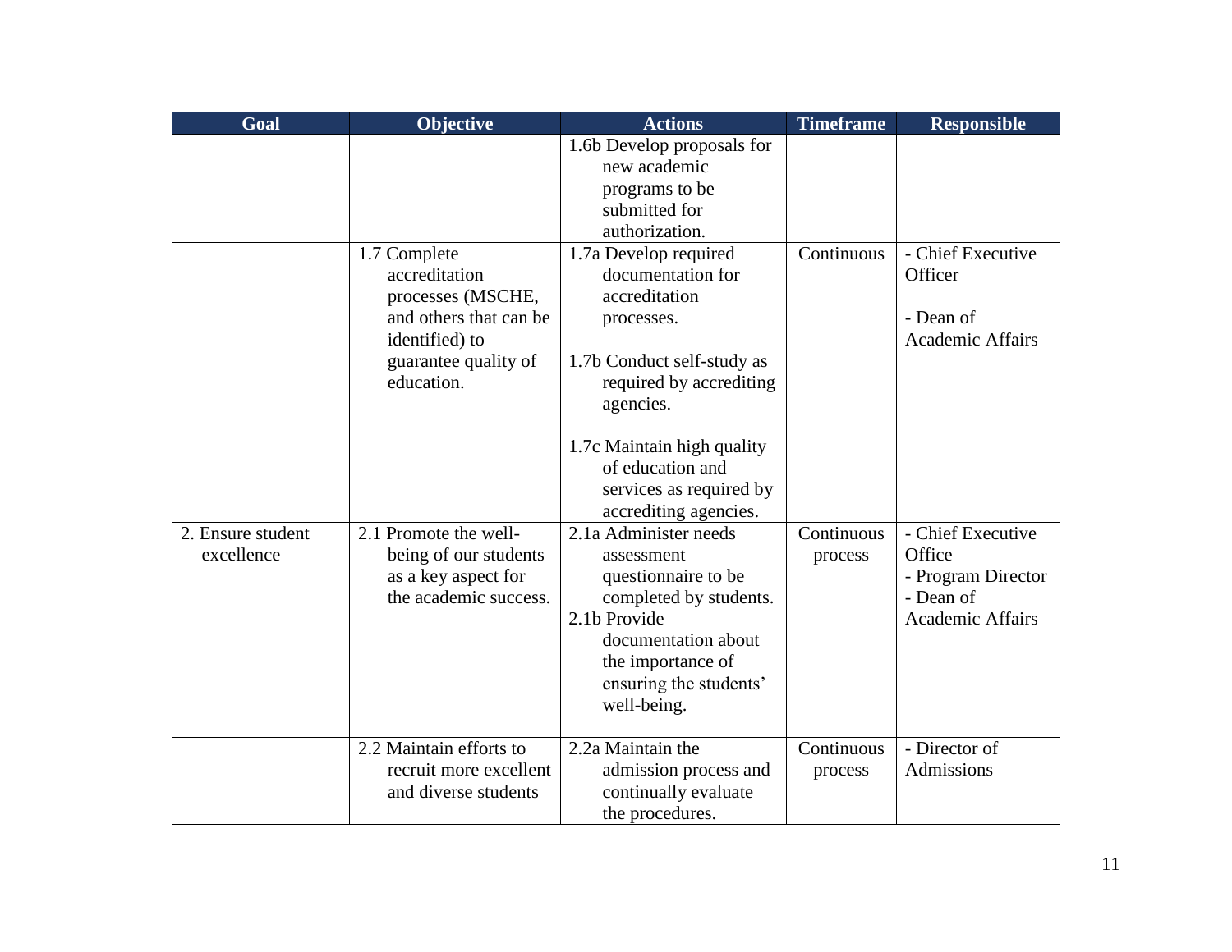| Goal | Objective | Actions | Timeframe | Responsible |
|---|---|---|---|---|
| | | 1.6b Develop proposals for new academic programs to be submitted for authorization. | | |
| | 1.7 Complete accreditation processes (MSCHE, and others that can be identified) to guarantee quality of education. | 1.7a Develop required documentation for accreditation processes.<br><br>1.7b Conduct self-study as required by accrediting agencies.<br><br>1.7c Maintain high quality of education and services as required by accrediting agencies. | Continuous | - Chief Executive Officer<br><br>- Dean of Academic Affairs |
| 2. Ensure student excellence | 2.1 Promote the well-being of our students as a key aspect for the academic success. | 2.1a Administer needs assessment questionnaire to be completed by students.<br>2.1b Provide documentation about the importance of ensuring the students' well-being. | Continuous process | - Chief Executive Office<br>- Program Director<br>- Dean of Academic Affairs |
| | 2.2 Maintain efforts to recruit more excellent and diverse students | 2.2a Maintain the admission process and continually evaluate the procedures. | Continuous process | - Director of Admissions |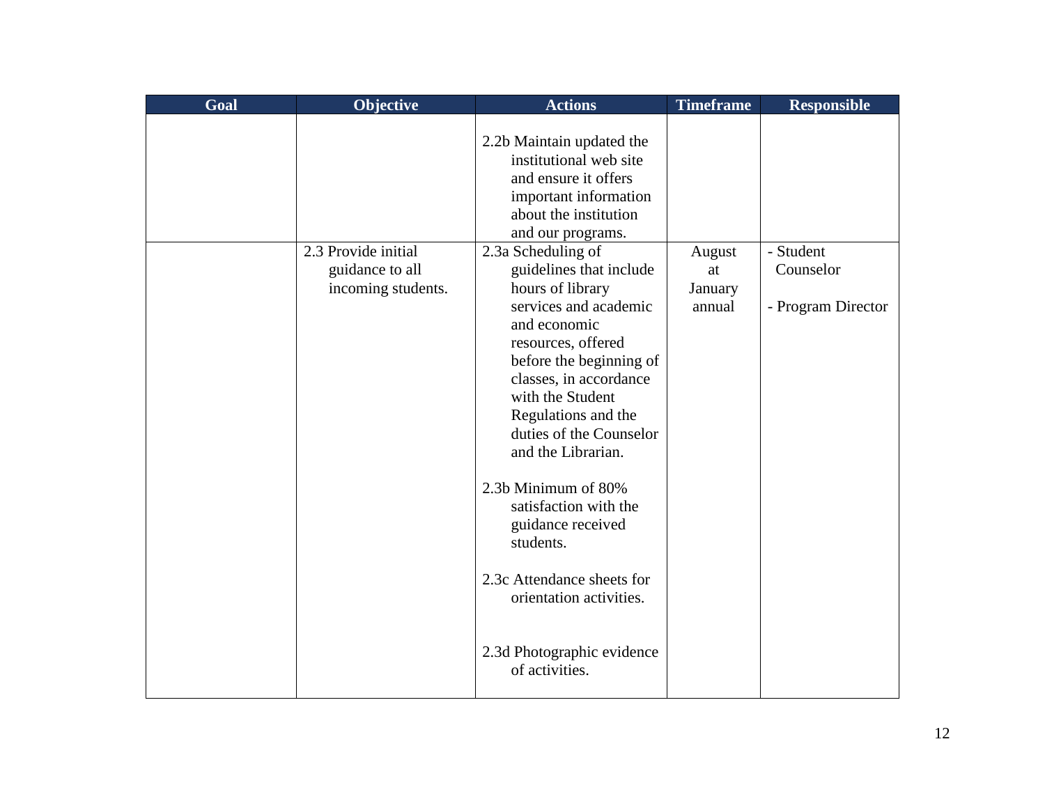| Goal | Objective | Actions | Timeframe | Responsible |
|---|---|---|---|---|
| | | 2.2b Maintain updated the institutional web site and ensure it offers important information about the institution and our programs. | | |
| | 2.3 Provide initial guidance to all incoming students. | 2.3a Scheduling of guidelines that include hours of library services and academic and economic resources, offered before the beginning of classes, in accordance with the Student Regulations and the duties of the Counselor and the Librarian.<br><br>2.3b Minimum of 80% satisfaction with the guidance received students.<br><br>2.3c Attendance sheets for orientation activities.<br><br>2.3d Photographic evidence of activities. | August at January annual | - Student Counselor<br><br>- Program Director |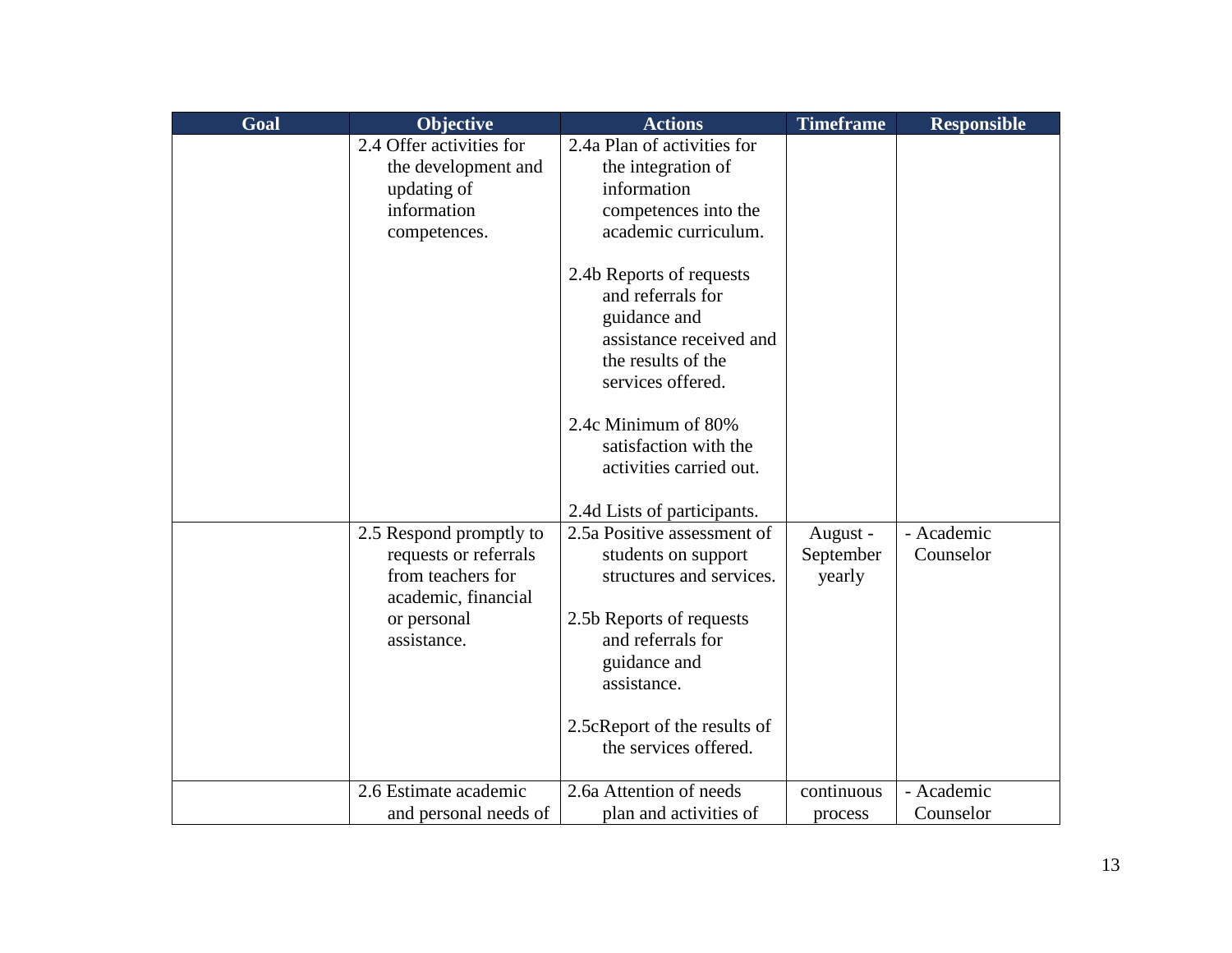| Goal | Objective | Actions | Timeframe | Responsible |
|---|---|---|---|---|
| | 2.4 Offer activities for the development and updating of information competences. | 2.4a Plan of activities for the integration of information competences into the academic curriculum.<br><br>2.4b Reports of requests and referrals for guidance and assistance received and the results of the services offered.<br><br>2.4c Minimum of 80% satisfaction with the activities carried out.<br><br>2.4d Lists of participants. | | |
| | 2.5 Respond promptly to requests or referrals from teachers for academic, financial or personal assistance. | 2.5a Positive assessment of students on support structures and services.<br><br>2.5b Reports of requests and referrals for guidance and assistance.<br><br>2.5cReport of the results of the services offered. | August - September yearly | - Academic Counselor |
| | 2.6 Estimate academic and personal needs of | 2.6a Attention of needs plan and activities of | continuous process | - Academic Counselor |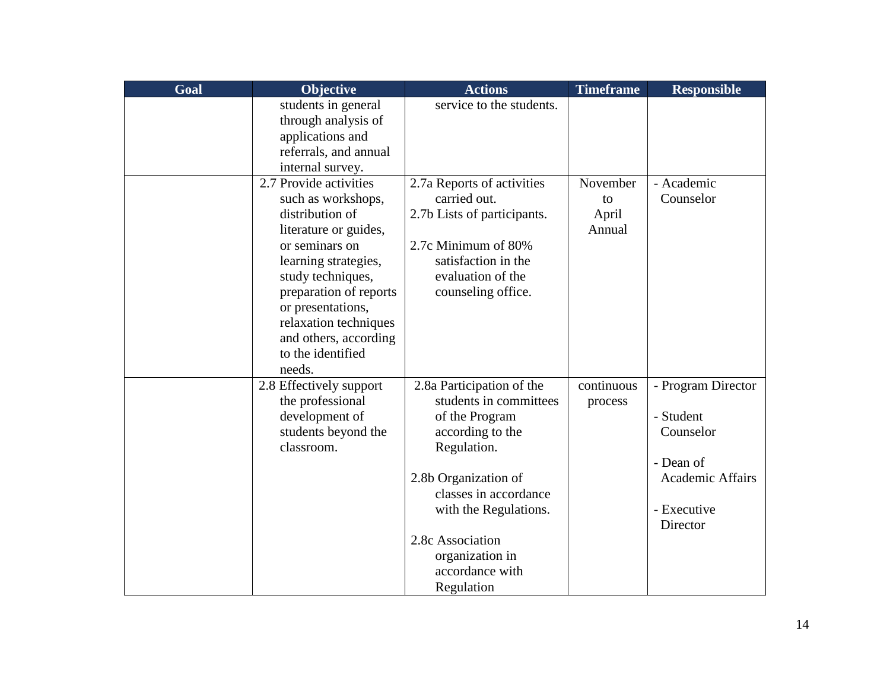| Goal | Objective | Actions | Timeframe | Responsible |
|---|---|---|---|---|
| | students in general through analysis of applications and referrals, and annual internal survey. | service to the students. | | |
| | 2.7 Provide activities such as workshops, distribution of literature or guides, or seminars on learning strategies, study techniques, preparation of reports or presentations, relaxation techniques and others, according to the identified needs. | 2.7a Reports of activities carried out.<br>2.7b Lists of participants.<br><br>2.7c Minimum of 80% satisfaction in the evaluation of the counseling office. | November to April Annual | - Academic Counselor |
| | 2.8 Effectively support the professional development of students beyond the classroom. | 2.8a Participation of the students in committees of the Program according to the Regulation.<br><br>2.8b Organization of classes in accordance with the Regulations.<br><br>2.8c Association organization in accordance with Regulation | continuous process | - Program Director<br><br>- Student Counselor<br><br>- Dean of Academic Affairs<br><br>- Executive Director |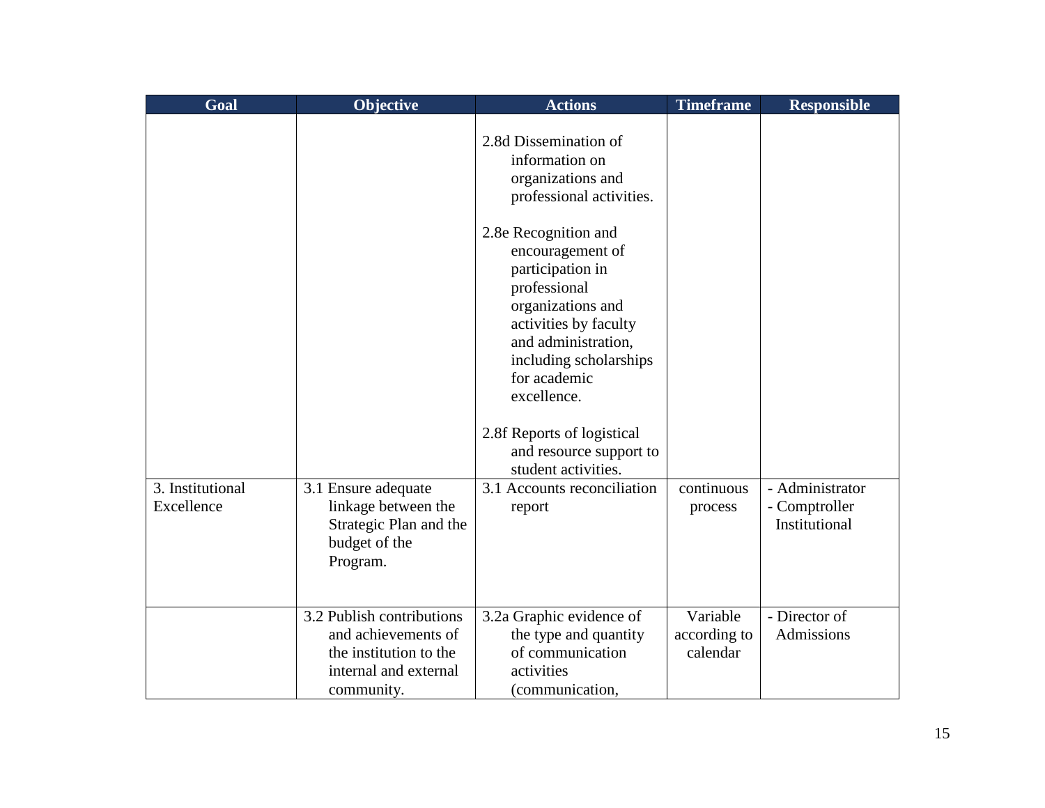| Goal | Objective | Actions | Timeframe | Responsible |
|---|---|---|---|---|
| | | 2.8d Dissemination of information on organizations and professional activities.<br><br>2.8e Recognition and encouragement of participation in professional organizations and activities by faculty and administration, including scholarships for academic excellence.<br><br>2.8f Reports of logistical and resource support to student activities. | | |
| 3. Institutional Excellence | 3.1 Ensure adequate linkage between the Strategic Plan and the budget of the Program. | 3.1 Accounts reconciliation report | continuous process | - Administrator<br>- Comptroller Institutional |
| | 3.2 Publish contributions and achievements of the institution to the internal and external community. | 3.2a Graphic evidence of the type and quantity of communication activities (communication, | Variable according to calendar | - Director of Admissions |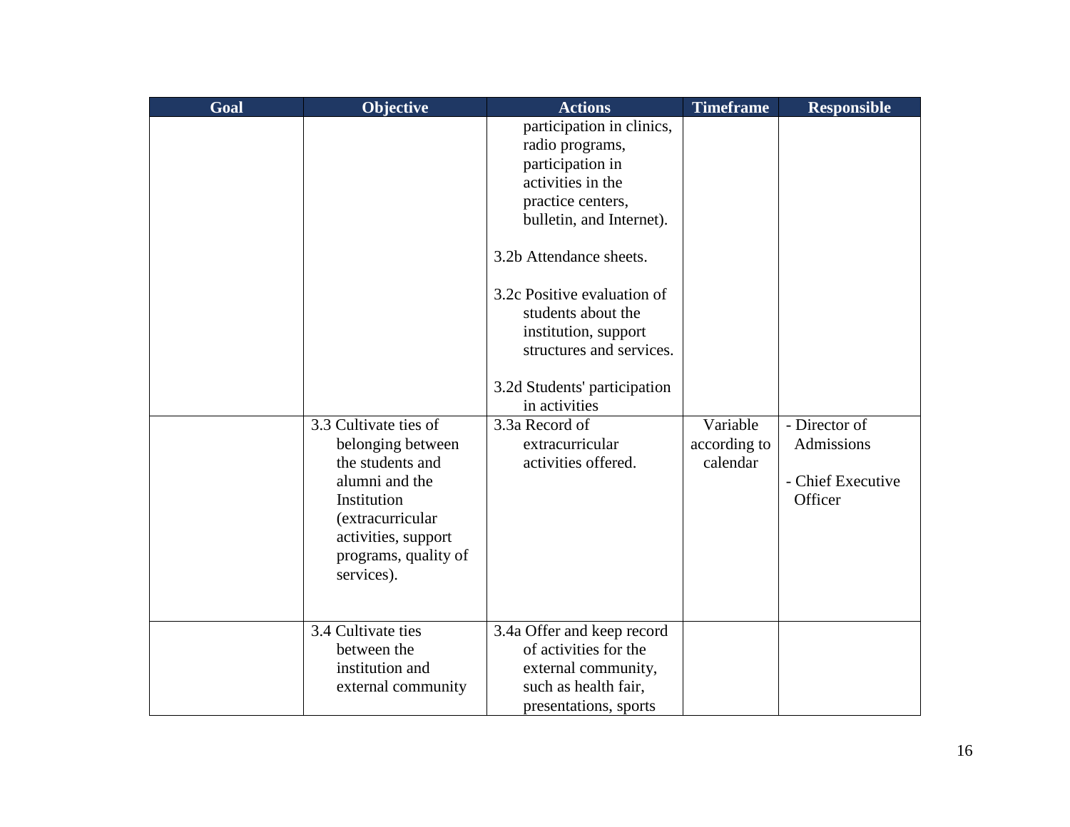| Goal | Objective | Actions | Timeframe | Responsible |
|---|---|---|---|---|
| | | participation in clinics, radio programs, participation in activities in the practice centers, bulletin, and Internet).<br><br>3.2b Attendance sheets.<br><br>3.2c Positive evaluation of students about the institution, support structures and services.<br><br>3.2d Students' participation in activities | | |
| | 3.3 Cultivate ties of belonging between the students and alumni and the Institution (extracurricular activities, support programs, quality of services). | 3.3a Record of extracurricular activities offered. | Variable according to calendar | - Director of Admissions<br><br>- Chief Executive Officer |
| | 3.4 Cultivate ties between the institution and external community | 3.4a Offer and keep record of activities for the external community, such as health fair, presentations, sports | | |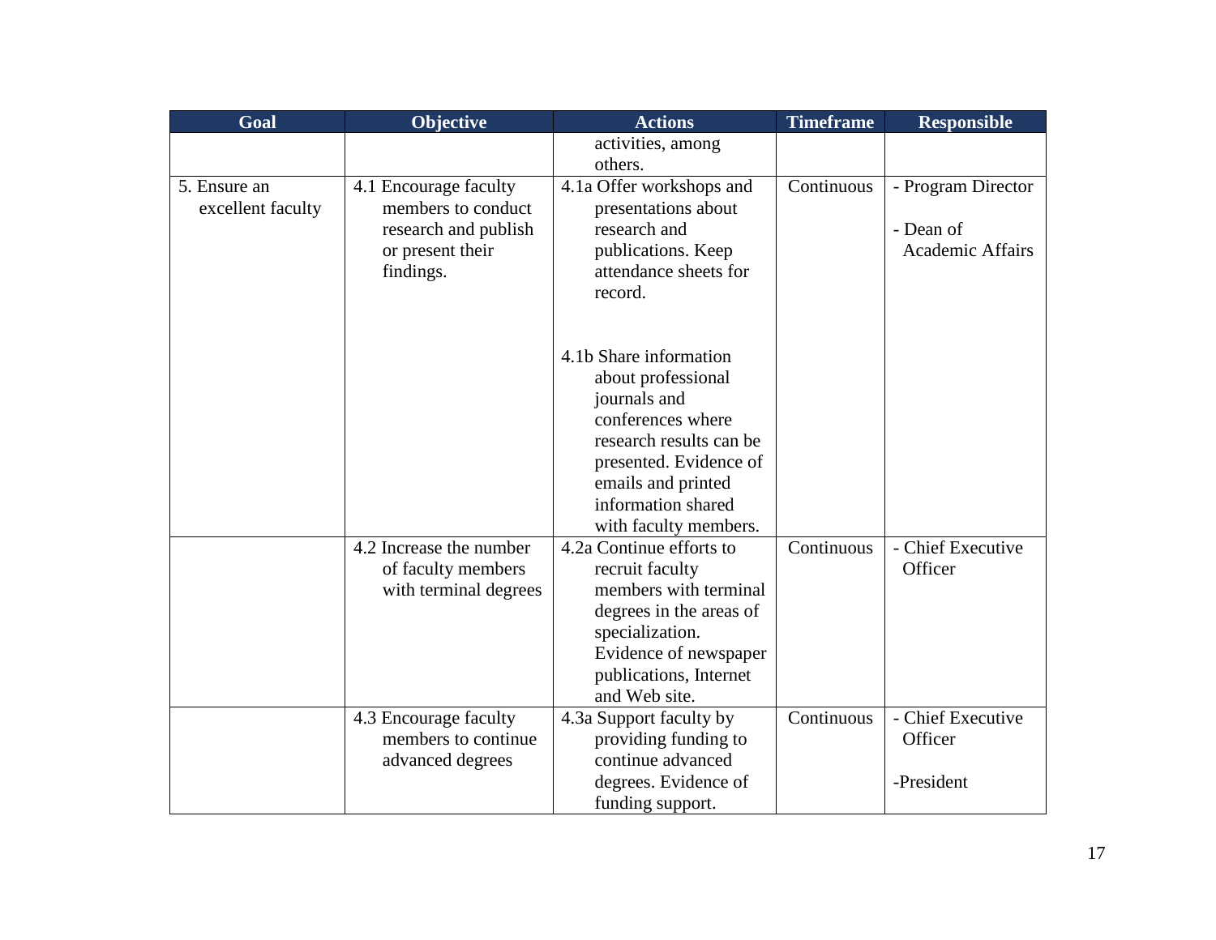| Goal | Objective | Actions | Timeframe | Responsible |
|---|---|---|---|---|
| | | activities, among others. | | |
| 5. Ensure an excellent faculty | 4.1 Encourage faculty members to conduct research and publish or present their findings. | 4.1a Offer workshops and presentations about research and publications. Keep attendance sheets for record.<br><br>4.1b Share information about professional journals and conferences where research results can be presented. Evidence of emails and printed information shared with faculty members. | Continuous | - Program Director<br><br>- Dean of Academic Affairs |
| | 4.2 Increase the number of faculty members with terminal degrees | 4.2a Continue efforts to recruit faculty members with terminal degrees in the areas of specialization. Evidence of newspaper publications, Internet and Web site. | Continuous | - Chief Executive Officer |
| | 4.3 Encourage faculty members to continue advanced degrees | 4.3a Support faculty by providing funding to continue advanced degrees. Evidence of funding support. | Continuous | - Chief Executive Officer<br><br>-President |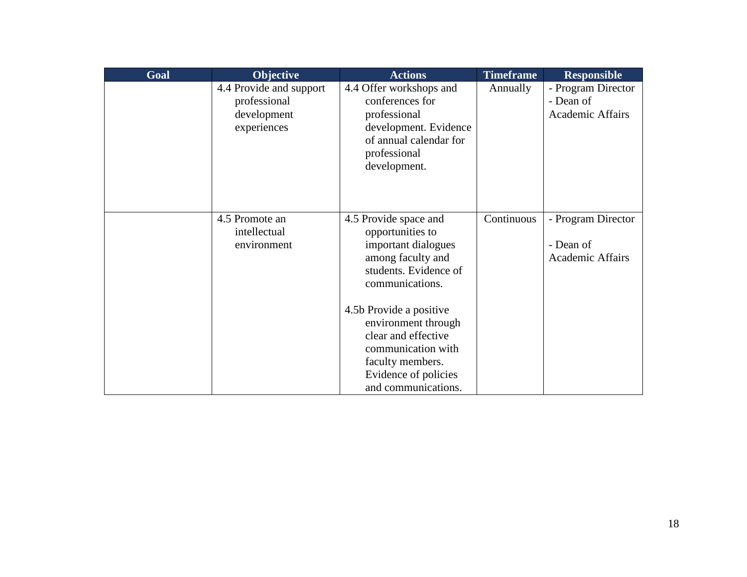| Goal | Objective | Actions | Timeframe | Responsible |
|---|---|---|---|---|
| | 4.4 Provide and support professional development experiences | 4.4 Offer workshops and conferences for professional development. Evidence of annual calendar for professional development. | Annually | - Program Director<br>- Dean of Academic Affairs |
| | 4.5 Promote an intellectual environment | 4.5 Provide space and opportunities to important dialogues among faculty and students. Evidence of communications.<br><br>4.5b Provide a positive environment through clear and effective communication with faculty members. Evidence of policies and communications. | Continuous | - Program Director<br><br>- Dean of Academic Affairs |